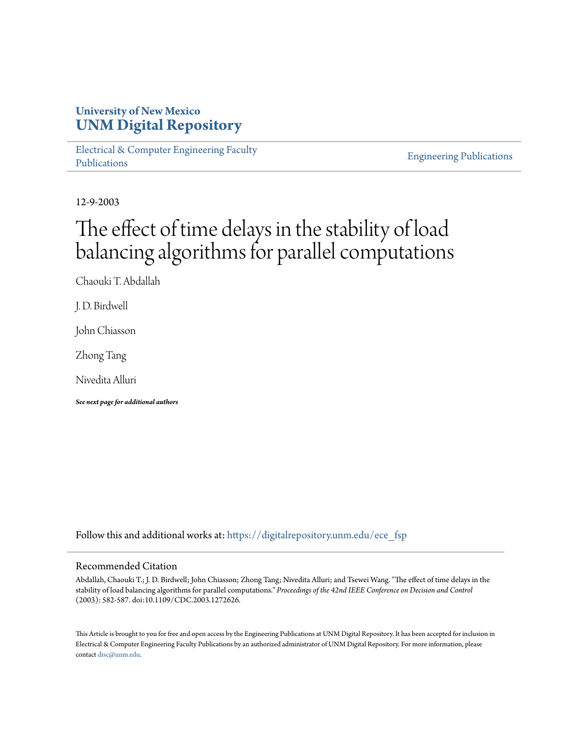University of New Mexico
**UNM Digital Repository**

Electrical & Computer Engineering Faculty Publications

Engineering Publications

12-9-2003

# The effect of time delays in the stability of load balancing algorithms for parallel computations

Chaouki T. Abdallah

J. D. Birdwell

John Chiasson

Zhong Tang

Nivedita Alluri

***See next page for additional authors***

Follow this and additional works at: https://digitalrepository.unm.edu/ece_fsp

## Recommended Citation

Abdallah, Chaouki T.; J. D. Birdwell; John Chiasson; Zhong Tang; Nivedita Alluri; and Tsewei Wang. "The effect of time delays in the stability of load balancing algorithms for parallel computations." *Proceedings of the 42nd IEEE Conference on Decision and Control* (2003): 582-587. doi:10.1109/CDC.2003.1272626.

This Article is brought to you for free and open access by the Engineering Publications at UNM Digital Repository. It has been accepted for inclusion in Electrical & Computer Engineering Faculty Publications by an authorized administrator of UNM Digital Repository. For more information, please contact disc@unm.edu.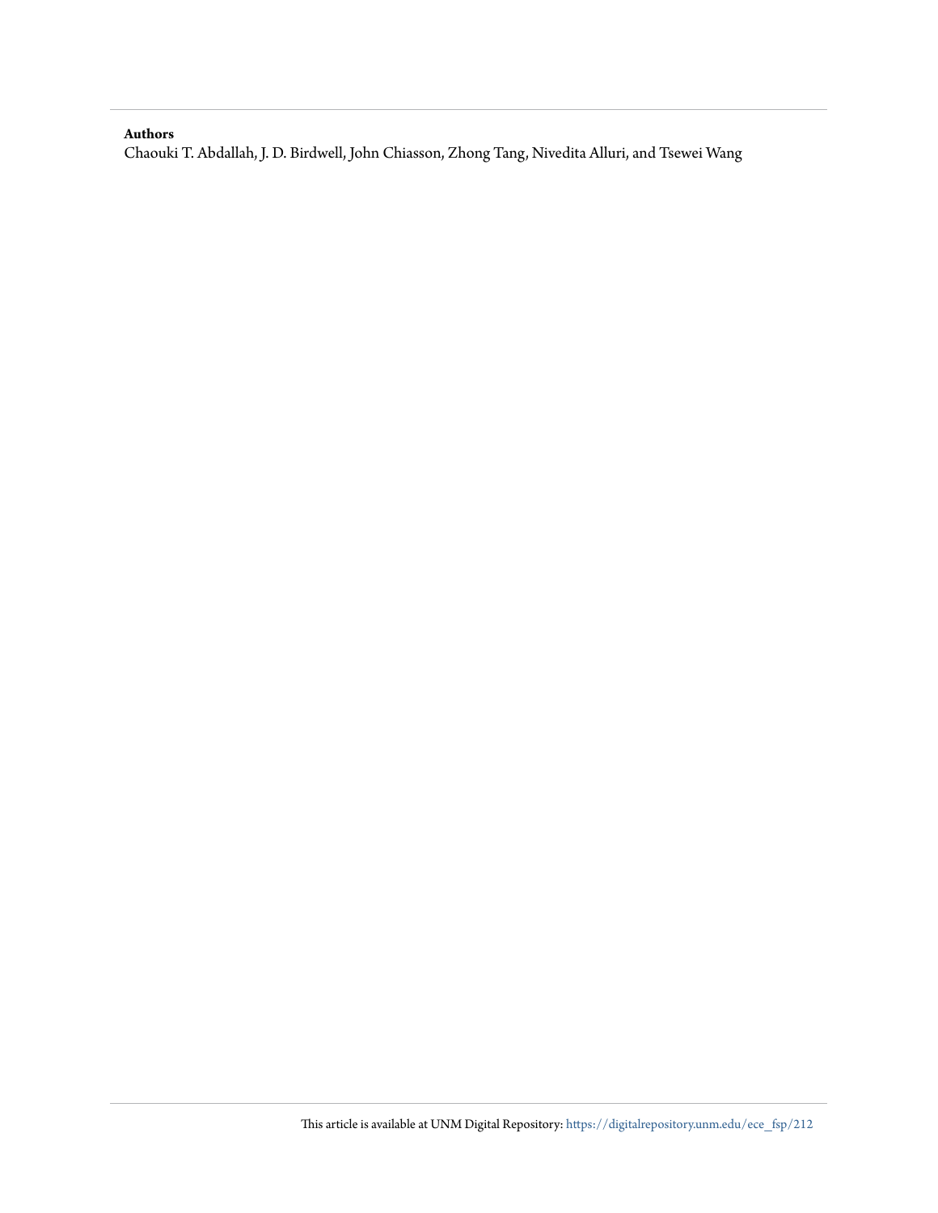**Authors**

Chaouki T. Abdallah, J. D. Birdwell, John Chiasson, Zhong Tang, Nivedita Alluri, and Tsewei Wang

This article is available at UNM Digital Repository: https://digitalrepository.unm.edu/ece_fsp/212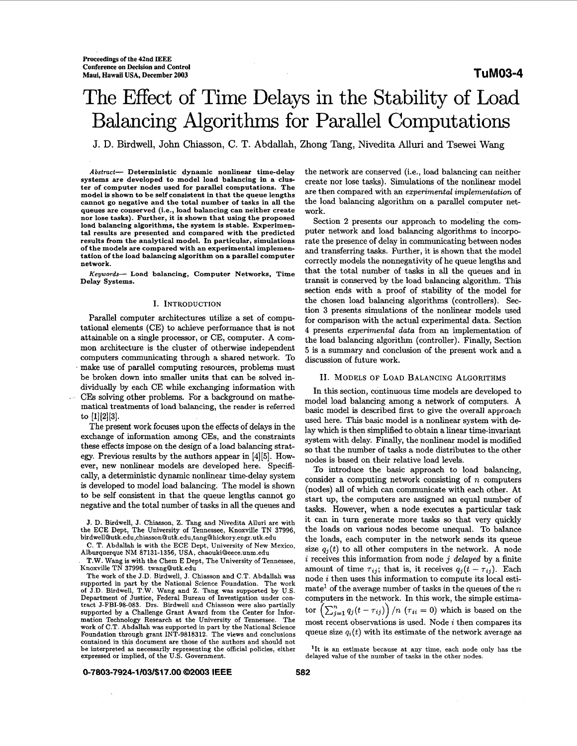# The Effect of Time Delays in the Stability of Load Balancing Algorithms for Parallel Computations

J. D. Birdwell, John Chiasson, C. T. Abdallah, Zhong Tang, Nivedita Alluri and Tsewei Wang

***Abstract*— Deterministic dynamic nonlinear time-delay systems are developed to model load balancing in a cluster of computer nodes used for parallel computations. The model is shown to be self consistent in that the queue lengths cannot go negative and the total number of tasks in all the queues are conserved (i.e., load balancing can neither create nor lose tasks). Further, it is shown that using the proposed load balancing algorithms, the system is stable. Experimental results are presented and compared with the predicted results from the analytical model. In particular, simulations of the models are compared with an experimental implementation of the load balancing algorithm on a parallel computer network.**

***Keywords*— Load balancing, Computer Networks, Time Delay Systems.**

## I. Introduction

Parallel computer architectures utilize a set of computational elements (CE) to achieve performance that is not attainable on a single processor, or CE, computer. A common architecture is the cluster of otherwise independent computers communicating through a shared network. To make use of parallel computing resources, problems must be broken down into smaller units that can be solved individually by each CE while exchanging information with CEs solving other problems. For a background on mathematical treatments of load balancing, the reader is referred to [1][2][3].

The present work focuses upon the effects of delays in the exchange of information among CEs, and the constraints these effects impose on the design of a load balancing strategy. Previous results by the authors appear in [4][5]. However, new nonlinear models are developed here. Specifically, a deterministic dynamic nonlinear time-delay system is developed to model load balancing. The model is shown to be self consistent in that the queue lengths cannot go negative and the total number of tasks in all the queues and the network are conserved (i.e., load balancing can neither create nor lose tasks). Simulations of the nonlinear model are then compared with an *experimental implementation* of the load balancing algorithm on a parallel computer network.

Section 2 presents our approach to modeling the computer network and load balancing algorithms to incorporate the presence of delay in communicating between nodes and transferring tasks. Further, it is shown that the model correctly models the nonnegativity of he queue lengths and that the total number of tasks in all the queues and in transit is conserved by the load balancing algorithm. This section ends with a proof of stability of the model for the chosen load balancing algorithms (controllers). Section 3 presents simulations of the nonlinear models used for comparison with the actual experimental data. Section 4 presents *experimental data* from an implementation of the load balancing algorithm (controller). Finally, Section 5 is a summary and conclusion of the present work and a discussion of future work.

## II. Models of Load Balancing Algorithms

In this section, continuous time models are developed to model load balancing among a network of computers. A basic model is described first to give the overall approach used here. This basic model is a nonlinear system with delay which is then simplified to obtain a linear time-invariant system with delay. Finally, the nonlinear model is modified so that the number of tasks a node distributes to the other nodes is based on their relative load levels.

To introduce the basic approach to load balancing, consider a computing network consisting of $n$ computers (nodes) all of which can communicate with each other. At start up, the computers are assigned an equal number of tasks. However, when a node executes a particular task it can in turn generate more tasks so that very quickly the loads on various nodes become unequal. To balance the loads, each computer in the network sends its queue size $q_j(t)$ to all other computers in the network. A node $i$ receives this information from node $j$ *delayed* by a finite amount of time $\tau_{ij}$; that is, it receives $q_j(t-\tau_{ij})$. Each node $i$ then uses this information to compute its local estimate[1] of the average number of tasks in the queues of the $n$ computers in the network. In this work, the simple estimator $\left(\sum_{j=1}^{n} q_j(t-\tau_{ij})\right)/n$ ($\tau_{ii}=0$) which is based on the most recent observations is used. Node $i$ then compares its queue size $q_i(t)$ with its estimate of the network average as

[1]It is an estimate because at any time, each node only has the delayed value of the number of tasks in the other nodes.

J. D. Birdwell, J. Chiasson, Z. Tang and Nivedita Alluri are with the ECE Dept, The University of Tennessee, Knoxville TN 37996, birdwell@utk.edu,chiasson@utk.edu,tang@hickory.engr.utk.edu

C. T. Abdallah is with the ECE Dept, University of New Mexico, Alburquerque NM 87131-1356, USA, chaouki@eece.unm.edu

T.W. Wang is with the Chem E Dept, The University of Tennessee, Knoxville TN 37996. twang@utk.edu

The work of the J.D. Birdwell, J. Chiasson and C.T. Abdallah was supported in part by the National Science Foundation. The work of J.D. Birdwell, T.W. Wang and Z. Tang was supported by U.S. Department of Justice, Federal Bureau of Investigation under contract J-FBI-98-083. Drs. Birdwell and Chiasson were also partially supported by a Challenge Grant Award from the Center for Information Technology Research at the University of Tennessee. The work of C.T. Abdallah was supported in part by the National Science Foundation through grant INT-9818312. The views and conclusions contained in this document are those of the authors and should not be interpreted as necessarily representing the official policies, either expressed or implied, of the U.S. Government.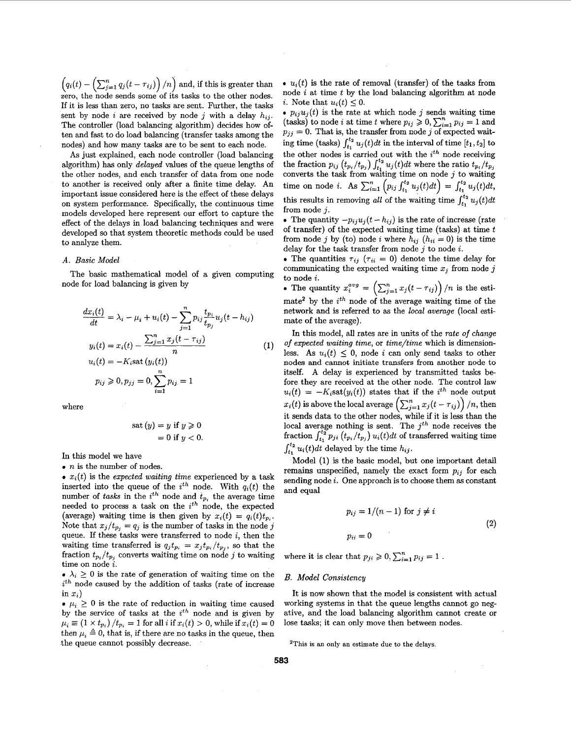$\left(q_i(t) - \left(\sum_{j=1}^{n} q_j(t - \tau_{ij})\right)/n\right)$ and, if this is greater than zero, the node sends some of its tasks to the other nodes. If it is less than zero, no tasks are sent. Further, the tasks sent by node $i$ are received by node $j$ with a delay $h_{ij}$. The controller (load balancing algorithm) decides how often and fast to do load balancing (transfer tasks among the nodes) and how many tasks are to be sent to each node.

As just explained, each node controller (load balancing algorithm) has only *delayed* values of the queue lengths of the other nodes, and each transfer of data from one node to another is received only after a finite time delay. An important issue considered here is the effect of these delays on system performance. Specifically, the continuous time models developed here represent our effort to capture the effect of the delays in load balancing techniques and were developed so that system theoretic methods could be used to analyze them.

### A. Basic Model

The basic mathematical model of a given computing node for load balancing is given by

$$
\begin{aligned}
\frac{dx_i(t)}{dt} &= \lambda_i - \mu_i + u_i(t) - \sum_{j=1}^{n} p_{ij}\frac{t_{p_i}}{t_{p_j}}u_j(t - h_{ij}) \\
y_i(t) &= x_i(t) - \frac{\sum_{j=1}^{n} x_j(t - \tau_{ij})}{n} \\
u_i(t) &= -K_i \mathrm{sat}\left(y_i(t)\right) \\
p_{ij} &\geqslant 0, p_{jj} = 0, \sum_{i=1}^{n} p_{ij} = 1
\end{aligned}
\tag{1}
$$

where

$$
\begin{aligned}
\mathrm{sat}\left(y\right) &= y \text{ if } y \geqslant 0 \\
&= 0 \text{ if } y < 0.
\end{aligned}
$$

In this model we have

- $n$ is the number of nodes.
- $x_i(t)$ is the *expected waiting time* experienced by a task inserted into the queue of the $i^{th}$ node. With $q_i(t)$ the number of *tasks* in the $i^{th}$ node and $t_{p_i}$ the average time needed to process a task on the $i^{th}$ node, the expected (average) waiting time is then given by $x_i(t) = q_i(t)t_{p_i}$. Note that $x_j/t_{p_j} = q_j$ is the number of tasks in the node $j$ queue. If these tasks were transferred to node $i$, then the waiting time transferred is $q_j t_{p_i} = x_j t_{p_i}/t_{p_j}$, so that the fraction $t_{p_i}/t_{p_j}$ converts waiting time on node $j$ to waiting time on node $i$.
- $\lambda_i \geq 0$ is the rate of generation of waiting time on the $i^{th}$ node caused by the addition of tasks (rate of increase in $x_i$)
- $\mu_i \geq 0$ is the rate of reduction in waiting time caused by the service of tasks at the $i^{th}$ node and is given by $\mu_i \equiv (1 \times t_{p_i})/t_{p_i} = 1$ for all $i$ if $x_i(t) > 0$, while if $x_i(t) = 0$ then $\mu_i \triangleq 0$, that is, if there are no tasks in the queue, then the queue cannot possibly decrease.
- $u_i(t)$ is the rate of removal (transfer) of the tasks from node $i$ at time $t$ by the load balancing algorithm at node $i$. Note that $u_i(t) \leq 0$.
- $p_{ij}u_j(t)$ is the rate at which node $j$ sends waiting time (tasks) to node $i$ at time $t$ where $p_{ij} \geqslant 0, \sum_{i=1}^{n} p_{ij} = 1$ and $p_{jj} = 0$. That is, the transfer from node $j$ of expected waiting time (tasks) $\int_{t_1}^{t_2} u_j(t)dt$ in the interval of time $[t_1, t_2]$ to the other nodes is carried out with the $i^{th}$ node receiving the fraction $p_{ij}\left(t_{p_i}/t_{p_j}\right)\int_{t_1}^{t_2} u_j(t)dt$ where the ratio $t_{p_i}/t_{p_j}$ converts the task from waiting time on node $j$ to waiting time on node $i$. As $\sum_{i=1}^{n}\left(p_{ij}\int_{t_1}^{t_2} u_j(t)dt\right) = \int_{t_1}^{t_2} u_j(t)dt$, this results in removing *all* of the waiting time $\int_{t_1}^{t_2} u_j(t)dt$ from node $j$.
- The quantity $-p_{ij}u_j(t - h_{ij})$ is the rate of increase (rate of transfer) of the expected waiting time (tasks) at time $t$ from node $j$ by (to) node $i$ where $h_{ij}$ ($h_{ii} = 0$) is the time delay for the task transfer from node $j$ to node $i$.
- The quantities $\tau_{ij}$ ($\tau_{ii} = 0$) denote the time delay for communicating the expected waiting time $x_j$ from node $j$ to node $i$.
- The quantity $x_i^{avg} = \left(\sum_{j=1}^{n} x_j(t - \tau_{ij})\right)/n$ is the estimate[2] by the $i^{th}$ node of the average waiting time of the network and is referred to as the *local average* (local estimate of the average).

In this model, all rates are in units of the *rate of change of expected waiting time*, or *time/time* which is dimensionless. As $u_i(t) \leq 0$, node $i$ can only send tasks to other nodes and cannot initiate transfers from another node to itself. A delay is experienced by transmitted tasks before they are received at the other node. The control law $u_i(t) = -K_i \mathrm{sat}(y_i(t))$ states that if the $i^{th}$ node output $x_i(t)$ is above the local average $\left(\sum_{j=1}^{n} x_j(t - \tau_{ij})\right)/n$, then it sends data to the other nodes, while if it is less than the local average nothing is sent. The $j^{th}$ node receives the fraction $\int_{t_1}^{t_2} p_{ji}\left(t_{p_i}/t_{p_j}\right)u_i(t)dt$ of transferred waiting time $\int_{t_1}^{t_2} u_i(t)dt$ delayed by the time $h_{ij}$.

Model (1) is the basic model, but one important detail remains unspecified, namely the exact form $p_{ij}$ for each sending node $i$. One approach is to choose them as constant and equal

$$
\begin{aligned}
p_{ij} &= 1/(n-1) \text{ for } j \neq i \\
p_{ii} &= 0
\end{aligned}
\tag{2}
$$

where it is clear that $p_{ji} \geqslant 0, \sum_{i=1}^{n} p_{ij} = 1$.

### B. Model Consistency

It is now shown that the model is consistent with actual working systems in that the queue lengths cannot go negative, and the load balancing algorithm cannot create or lose tasks; it can only move then between nodes.

[2] This is an only an estimate due to the delays.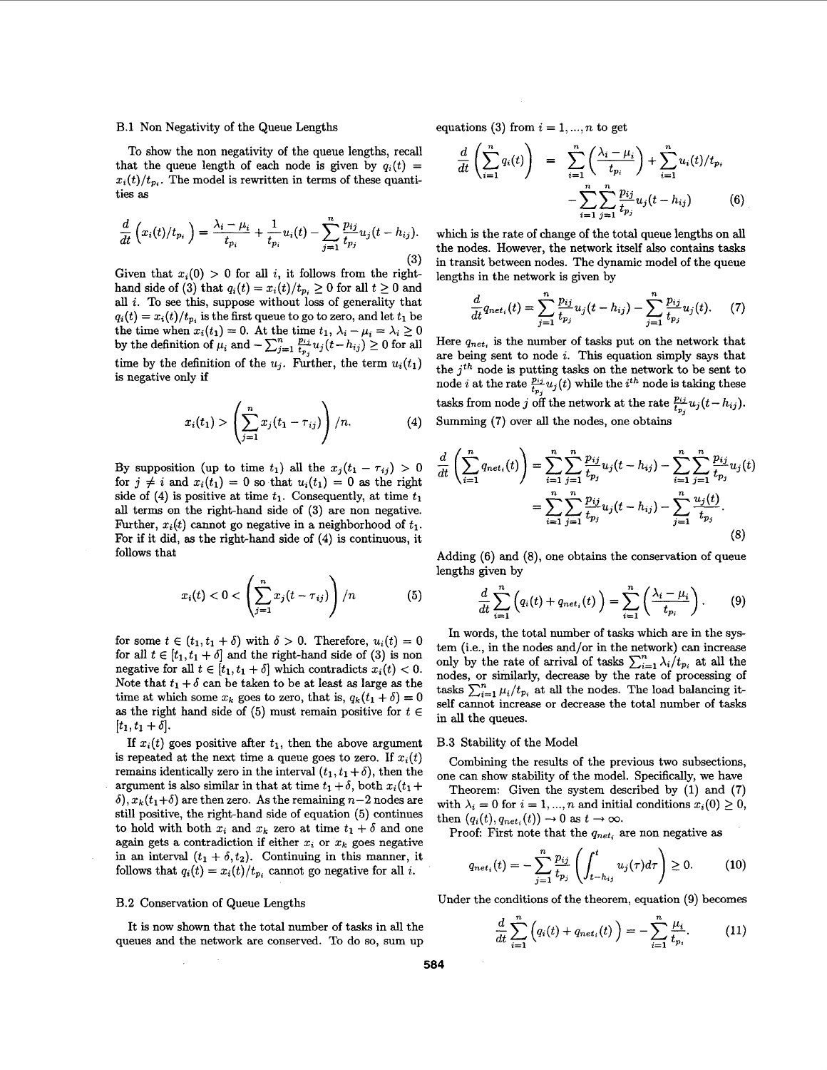### B.1 Non Negativity of the Queue Lengths

To show the non negativity of the queue lengths, recall that the queue length of each node is given by $q_i(t) = x_i(t)/t_{p_i}$. The model is rewritten in terms of these quantities as

$$\frac{d}{dt}\left(x_i(t)/t_{p_i}\right) = \frac{\lambda_i - \mu_i}{t_{p_i}} + \frac{1}{t_{p_i}}u_i(t) - \sum_{j=1}^{n}\frac{p_{ij}}{t_{p_j}}u_j(t-h_{ij}). \quad (3)$$

Given that $x_i(0) > 0$ for all $i$, it follows from the right-hand side of (3) that $q_i(t) = x_i(t)/t_{p_i} \geq 0$ for all $t \geq 0$ and all $i$. To see this, suppose without loss of generality that $q_i(t) = x_i(t)/t_{p_i}$ is the first queue to go to zero, and let $t_1$ be the time when $x_i(t_1) = 0$. At the time $t_1$, $\lambda_i - \mu_i = \lambda_i \geq 0$ by the definition of $\mu_i$ and $-\sum_{j=1}^{n}\frac{p_{ij}}{t_{p_j}}u_j(t-h_{ij}) \geq 0$ for all time by the definition of the $u_j$. Further, the term $u_i(t_1)$ is negative only if

$$x_i(t_1) > \left(\sum_{j=1}^{n} x_j(t_1 - \tau_{ij})\right)/n. \quad (4)$$

By supposition (up to time $t_1$) all the $x_j(t_1 - \tau_{ij}) > 0$ for $j \neq i$ and $x_i(t_1) = 0$ so that $u_i(t_1) = 0$ as the right side of (4) is positive at time $t_1$. Consequently, at time $t_1$ all terms on the right-hand side of (3) are non negative. Further, $x_i(t)$ cannot go negative in a neighborhood of $t_1$. For if it did, as the right-hand side of (4) is continuous, it follows that

$$x_i(t) < 0 < \left(\sum_{j=1}^{n} x_j(t - \tau_{ij})\right)/n \quad (5)$$

for some $t \in (t_1, t_1 + \delta)$ with $\delta > 0$. Therefore, $u_i(t) = 0$ for all $t \in [t_1, t_1 + \delta]$ and the right-hand side of (3) is non negative for all $t \in [t_1, t_1 + \delta]$ which contradicts $x_i(t) < 0$. Note that $t_1 + \delta$ can be taken to be at least as large as the time at which some $x_k$ goes to zero, that is, $q_k(t_1 + \delta) = 0$ as the right hand side of (5) must remain positive for $t \in [t_1, t_1 + \delta]$.

If $x_i(t)$ goes positive after $t_1$, then the above argument is repeated at the next time a queue goes to zero. If $x_i(t)$ remains identically zero in the interval $(t_1, t_1 + \delta)$, then the argument is also similar in that at time $t_1 + \delta$, both $x_i(t_1 + \delta), x_k(t_1 + \delta)$ are then zero. As the remaining $n-2$ nodes are still positive, the right-hand side of equation (5) continues to hold with both $x_i$ and $x_k$ zero at time $t_1 + \delta$ and one again gets a contradiction if either $x_i$ or $x_k$ goes negative in an interval $(t_1 + \delta, t_2)$. Continuing in this manner, it follows that $q_i(t) = x_i(t)/t_{p_i}$ cannot go negative for all $i$.

### B.2 Conservation of Queue Lengths

It is now shown that the total number of tasks in all the queues and the network are conserved. To do so, sum up equations (3) from $i = 1, ..., n$ to get

$$\frac{d}{dt}\left(\sum_{i=1}^{n} q_i(t)\right) = \sum_{i=1}^{n}\left(\frac{\lambda_i - \mu_i}{t_{p_i}}\right) + \sum_{i=1}^{n} u_i(t)/t_{p_i} - \sum_{i=1}^{n}\sum_{j=1}^{n}\frac{p_{ij}}{t_{p_j}}u_j(t-h_{ij}) \quad (6)$$

which is the rate of change of the total queue lengths on all the nodes. However, the network itself also contains tasks in transit between nodes. The dynamic model of the queue lengths in the network is given by

$$\frac{d}{dt}q_{net_i}(t) = \sum_{j=1}^{n}\frac{p_{ij}}{t_{p_j}}u_j(t-h_{ij}) - \sum_{j=1}^{n}\frac{p_{ij}}{t_{p_j}}u_j(t). \quad (7)$$

Here $q_{net_i}$ is the number of tasks put on the network that are being sent to node $i$. This equation simply says that the $j^{th}$ node is putting tasks on the network to be sent to node $i$ at the rate $\frac{p_{ij}}{t_{p_j}}u_j(t)$ while the $i^{th}$ node is taking these tasks from node $j$ off the network at the rate $\frac{p_{ij}}{t_{p_j}}u_j(t-h_{ij})$. Summing (7) over all the nodes, one obtains

$$\begin{aligned}\frac{d}{dt}\left(\sum_{i=1}^{n} q_{net_i}(t)\right) &= \sum_{i=1}^{n}\sum_{j=1}^{n}\frac{p_{ij}}{t_{p_j}}u_j(t-h_{ij}) - \sum_{i=1}^{n}\sum_{j=1}^{n}\frac{p_{ij}}{t_{p_j}}u_j(t) \\ &= \sum_{i=1}^{n}\sum_{j=1}^{n}\frac{p_{ij}}{t_{p_j}}u_j(t-h_{ij}) - \sum_{j=1}^{n}\frac{u_j(t)}{t_{p_j}}.\end{aligned} \quad (8)$$

Adding (6) and (8), one obtains the conservation of queue lengths given by

$$\frac{d}{dt}\sum_{i=1}^{n}\Big(q_i(t) + q_{net_i}(t)\Big) = \sum_{i=1}^{n}\left(\frac{\lambda_i - \mu_i}{t_{p_i}}\right). \quad (9)$$

In words, the total number of tasks which are in the system (i.e., in the nodes and/or in the network) can increase only by the rate of arrival of tasks $\sum_{i=1}^{n}\lambda_i/t_{p_i}$ at all the nodes, or similarly, decrease by the rate of processing of tasks $\sum_{i=1}^{n}\mu_i/t_{p_i}$ at all the nodes. The load balancing itself cannot increase or decrease the total number of tasks in all the queues.

### B.3 Stability of the Model

Combining the results of the previous two subsections, one can show stability of the model. Specifically, we have

Theorem: Given the system described by (1) and (7) with $\lambda_i = 0$ for $i = 1, ..., n$ and initial conditions $x_i(0) \geq 0$, then $(q_i(t), q_{net_i}(t)) \to 0$ as $t \to \infty$.

Proof: First note that the $q_{net_i}$ are non negative as

$$q_{net_i}(t) = -\sum_{j=1}^{n}\frac{p_{ij}}{t_{p_j}}\left(\int_{t-h_{ij}}^{t} u_j(\tau)d\tau\right) \geq 0. \quad (10)$$

Under the conditions of the theorem, equation (9) becomes

$$\frac{d}{dt}\sum_{i=1}^{n}\Big(q_i(t) + q_{net_i}(t)\Big) = -\sum_{i=1}^{n}\frac{\mu_i}{t_{p_i}}. \quad (11)$$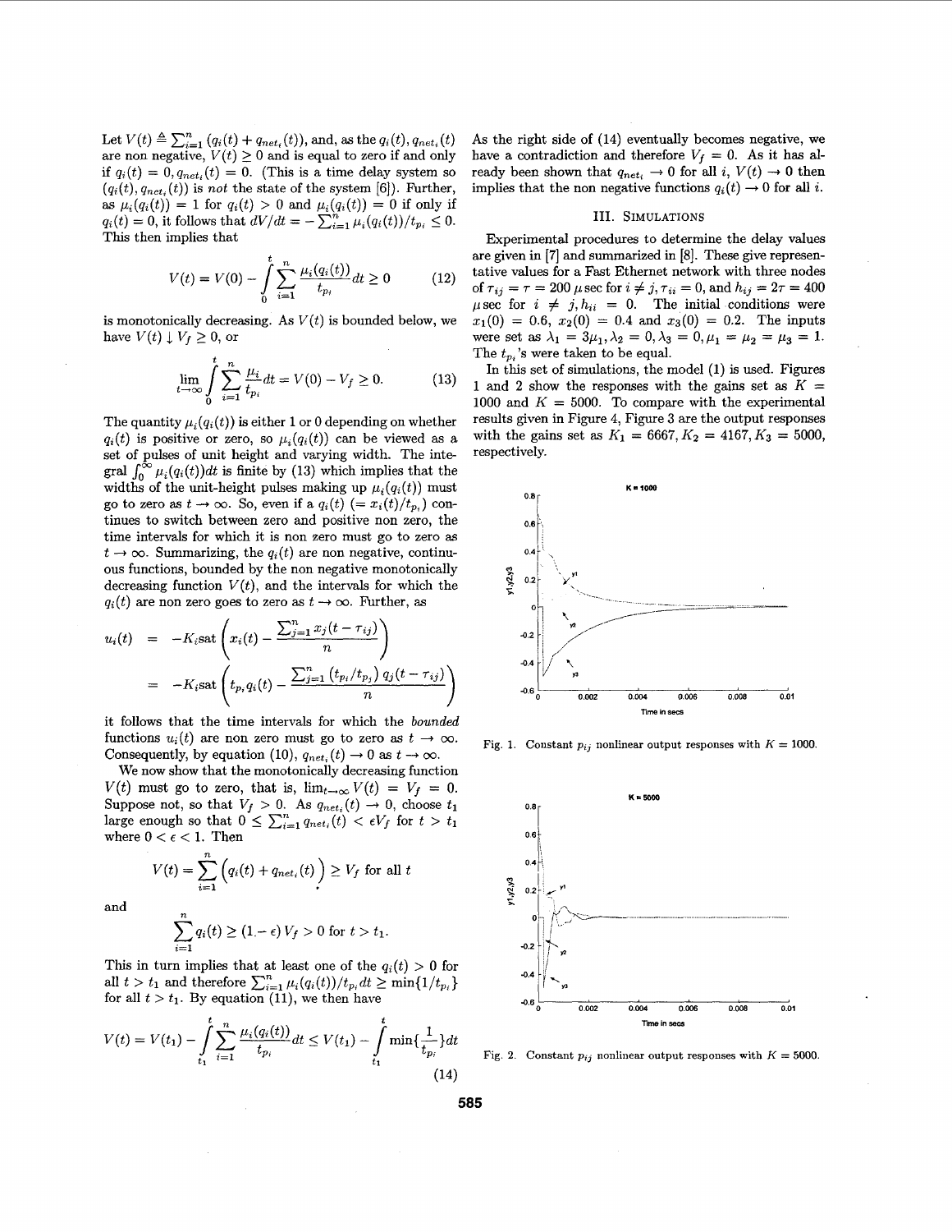Let $V(t) \triangleq \sum_{i=1}^{n} (q_i(t) + q_{net_i}(t))$, and, as the $q_i(t), q_{net_i}(t)$ are non negative, $V(t) \geq 0$ and is equal to zero if and only if $q_i(t) = 0, q_{net_i}(t) = 0$. (This is a time delay system so $(q_i(t), q_{net_i}(t))$ is *not* the state of the system [6]). Further, as $\mu_i(q_i(t)) = 1$ for $q_i(t) > 0$ and $\mu_i(q_i(t)) = 0$ if only if $q_i(t) = 0$, it follows that $dV/dt = -\sum_{i=1}^{n} \mu_i(q_i(t))/t_{p_i} \leq 0$. This then implies that

$$V(t) = V(0) - \int_0^t \sum_{i=1}^{n} \frac{\mu_i(q_i(t))}{t_{p_i}} dt \geq 0 \tag{12}$$

is monotonically decreasing. As $V(t)$ is bounded below, we have $V(t) \downarrow V_f \geq 0$, or

$$\lim_{t \to \infty} \int_0^t \sum_{i=1}^{n} \frac{\mu_i}{t_{p_i}} dt = V(0) - V_f \geq 0. \tag{13}$$

The quantity $\mu_i(q_i(t))$ is either 1 or 0 depending on whether $q_i(t)$ is positive or zero, so $\mu_i(q_i(t))$ can be viewed as a set of pulses of unit height and varying width. The integral $\int_0^\infty \mu_i(q_i(t))dt$ is finite by (13) which implies that the widths of the unit-height pulses making up $\mu_i(q_i(t))$ must go to zero as $t \to \infty$. So, even if a $q_i(t)$ $(= x_i(t)/t_{p_i})$ continues to switch between zero and positive non zero, the time intervals for which it is non zero must go to zero as $t \to \infty$. Summarizing, the $q_i(t)$ are non negative, continuous functions, bounded by the non negative monotonically decreasing function $V(t)$, and the intervals for which the $q_i(t)$ are non zero goes to zero as $t \to \infty$. Further, as

$$\begin{aligned} u_i(t) &= -K_i \text{sat}\left( x_i(t) - \frac{\sum_{j=1}^{n} x_j(t - \tau_{ij})}{n} \right) \\ &= -K_i \text{sat}\left( t_{p_i} q_i(t) - \frac{\sum_{j=1}^{n} \left( t_{p_i}/t_{p_j} \right) q_j(t - \tau_{ij})}{n} \right) \end{aligned}$$

it follows that the time intervals for which the *bounded* functions $u_i(t)$ are non zero must go to zero as $t \to \infty$. Consequently, by equation (10), $q_{net_i}(t) \to 0$ as $t \to \infty$.

We now show that the monotonically decreasing function $V(t)$ must go to zero, that is, $\lim_{t \to \infty} V(t) = V_f = 0$. Suppose not, so that $V_f > 0$. As $q_{net_i}(t) \to 0$, choose $t_1$ large enough so that $0 \leq \sum_{i=1}^{n} q_{net_i}(t) < \epsilon V_f$ for $t > t_1$ where $0 < \epsilon < 1$. Then

$$V(t) = \sum_{i=1}^{n} \Big( q_i(t) + q_{net_i}(t) \Big) \geq V_f \text{ for all } t$$

and

$$\sum_{i=1}^{n} q_i(t) \geq (1 - \epsilon) V_f > 0 \text{ for } t > t_1.$$

This in turn implies that at least one of the $q_i(t) > 0$ for all $t > t_1$ and therefore $\sum_{i=1}^{n} \mu_i(q_i(t))/t_{p_i} dt \geq \min\{1/t_{p_i}\}$ for all $t > t_1$. By equation (11), we then have

$$V(t) = V(t_1) - \int_{t_1}^{t} \sum_{i=1}^{n} \frac{\mu_i(q_i(t))}{t_{p_i}} dt \leq V(t_1) - \int_{t_1}^{t} \min\{\frac{1}{t_{p_i}}\} dt \tag{14}$$

As the right side of (14) eventually becomes negative, we have a contradiction and therefore $V_f = 0$. As it has already been shown that $q_{net_i} \to 0$ for all $i$, $V(t) \to 0$ then implies that the non negative functions $q_i(t) \to 0$ for all $i$.

## III. Simulations

Experimental procedures to determine the delay values are given in [7] and summarized in [8]. These give representative values for a Fast Ethernet network with three nodes of $\tau_{ij} = \tau = 200$ $\mu$sec for $i \neq j, \tau_{ii} = 0$, and $h_{ij} = 2\tau = 400$ $\mu$sec for $i \neq j, h_{ii} = 0$. The initial conditions were $x_1(0) = 0.6$, $x_2(0) = 0.4$ and $x_3(0) = 0.2$. The inputs were set as $\lambda_1 = 3\mu_1, \lambda_2 = 0, \lambda_3 = 0, \mu_1 = \mu_2 = \mu_3 = 1$. The $t_{p_i}$'s were taken to be equal.

In this set of simulations, the model (1) is used. Figures 1 and 2 show the responses with the gains set as $K = 1000$ and $K = 5000$. To compare with the experimental results given in Figure 4, Figure 3 are the output responses with the gains set as $K_1 = 6667, K_2 = 4167, K_3 = 5000$, respectively.

Fig. 1. Constant $p_{ij}$ nonlinear output responses with $K = 1000$.

Fig. 2. Constant $p_{ij}$ nonlinear output responses with $K = 5000$.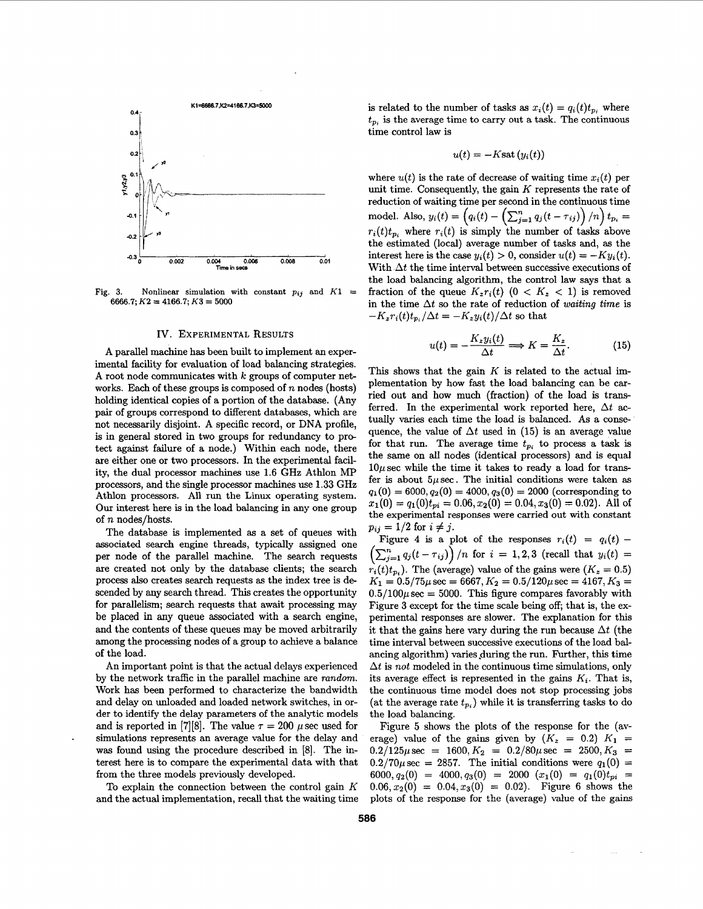K1=6666.7,K2=4166.7,K3=5000

0.4
0.3
0.2
0.1
0
-0.1
-0.2
-0.3

y1,y2,y3

y2
y1
y3

0 0.002 0.004 0.006 0.008 0.01

Time in secs

Fig. 3. Nonlinear simulation with constant $p_{ij}$ and $K1 = 6666.7; K2 = 4166.7; K3 = 5000$

## IV. Experimental Results

A parallel machine has been built to implement an experimental facility for evaluation of load balancing strategies. A root node communicates with $k$ groups of computer networks. Each of these groups is composed of $n$ nodes (hosts) holding identical copies of a portion of the database. (Any pair of groups correspond to different databases, which are not necessarily disjoint. A specific record, or DNA profile, is in general stored in two groups for redundancy to protect against failure of a node.) Within each node, there are either one or two processors. In the experimental facility, the dual processor machines use 1.6 GHz Athlon MP processors, and the single processor machines use 1.33 GHz Athlon processors. All run the Linux operating system. Our interest here is in the load balancing in any one group of $n$ nodes/hosts.

The database is implemented as a set of queues with associated search engine threads, typically assigned one per node of the parallel machine. The search requests are created not only by the database clients; the search process also creates search requests as the index tree is descended by any search thread. This creates the opportunity for parallelism; search requests that await processing may be placed in any queue associated with a search engine, and the contents of these queues may be moved arbitrarily among the processing nodes of a group to achieve a balance of the load.

An important point is that the actual delays experienced by the network traffic in the parallel machine are *random*. Work has been performed to characterize the bandwidth and delay on unloaded and loaded network switches, in order to identify the delay parameters of the analytic models and is reported in [7][8]. The value $\tau = 200$ $\mu$sec used for simulations represents an average value for the delay and was found using the procedure described in [8]. The interest here is to compare the experimental data with that from the three models previously developed.

To explain the connection between the control gain $K$ and the actual implementation, recall that the waiting time is related to the number of tasks as $x_i(t) = q_i(t)t_{p_i}$ where $t_{p_i}$ is the average time to carry out a task. The continuous time control law is

$$u(t) = -K\text{sat}\left(y_i(t)\right)$$

where $u(t)$ is the rate of decrease of waiting time $x_i(t)$ per unit time. Consequently, the gain $K$ represents the rate of reduction of waiting time per second in the continuous time model. Also, $y_i(t) = \left(q_i(t) - \left(\sum_{j=1}^{n} q_j(t-\tau_{ij})\right)/n\right)t_{p_i} = r_i(t)t_{p_i}$ where $r_i(t)$ is simply the number of tasks above the estimated (local) average number of tasks and, as the interest here is the case $y_i(t) > 0$, consider $u(t) = -Ky_i(t)$. With $\Delta t$ the time interval between successive executions of the load balancing algorithm, the control law says that a fraction of the queue $K_z r_i(t)$ $(0 < K_z < 1)$ is removed in the time $\Delta t$ so the rate of reduction of *waiting time* is $-K_z r_i(t)t_{p_i}/\Delta t = -K_z y_i(t)/\Delta t$ so that

$$u(t) = -\frac{K_z y_i(t)}{\Delta t} \Longrightarrow K = \frac{K_z}{\Delta t}. \qquad (15)$$

This shows that the gain $K$ is related to the actual implementation by how fast the load balancing can be carried out and how much (fraction) of the load is transferred. In the experimental work reported here, $\Delta t$ actually varies each time the load is balanced. As a consequence, the value of $\Delta t$ used in (15) is an average value for that run. The average time $t_{p_i}$ to process a task is the same on all nodes (identical processors) and is equal $10\mu$sec while the time it takes to ready a load for transfer is about $5\mu$sec. The initial conditions were taken as $q_1(0) = 6000, q_2(0) = 4000, q_3(0) = 2000$ (corresponding to $x_1(0) = q_1(0)t_{pi} = 0.06, x_2(0) = 0.04, x_3(0) = 0.02$). All of the experimental responses were carried out with constant $p_{ij} = 1/2$ for $i \neq j$.

Figure 4 is a plot of the responses $r_i(t) = q_i(t) - \left(\sum_{j=1}^{n} q_j(t-\tau_{ij})\right)/n$ for $i = 1,2,3$ (recall that $y_i(t) = r_i(t)t_{p_i}$). The (average) value of the gains were $(K_z = 0.5)$ $K_1 = 0.5/75\mu\text{sec} = 6667, K_2 = 0.5/120\mu\text{sec} = 4167, K_3 = 0.5/100\mu\text{sec} = 5000$. This figure compares favorably with Figure 3 except for the time scale being off; that is, the experimental responses are slower. The explanation for this it that the gains here vary during the run because $\Delta t$ (the time interval between successive executions of the load balancing algorithm) varies during the run. Further, this time $\Delta t$ is *not* modeled in the continuous time simulations, only its average effect is represented in the gains $K_i$. That is, the continuous time model does not stop processing jobs (at the average rate $t_{p_i}$) while it is transferring tasks to do the load balancing.

Figure 5 shows the plots of the response for the (average) value of the gains given by $(K_z = 0.2)$ $K_1 = 0.2/125\mu\text{sec} = 1600, K_2 = 0.2/80\mu\text{sec} = 2500, K_3 = 0.2/70\mu\text{sec} = 2857$. The initial conditions were $q_1(0) = 6000, q_2(0) = 4000, q_3(0) = 2000$ $(x_1(0) = q_1(0)t_{pi} = 0.06, x_2(0) = 0.04, x_3(0) = 0.02)$. Figure 6 shows the plots of the response for the (average) value of the gains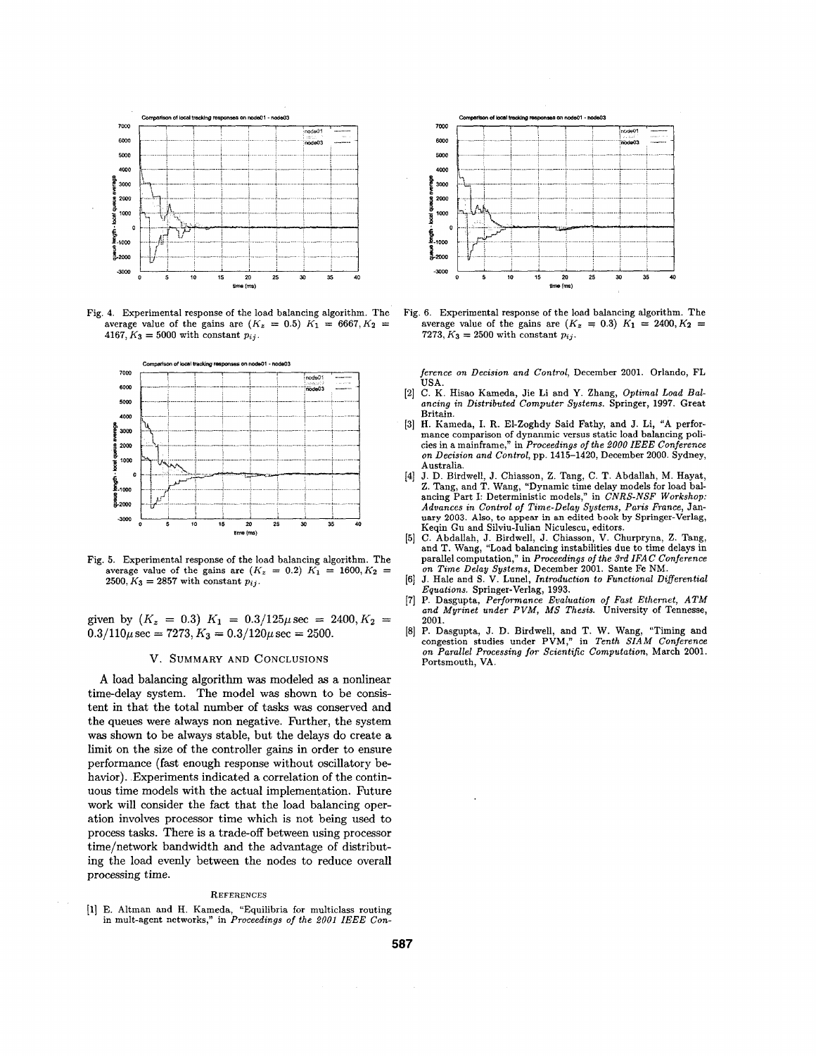Comparison of local tracking responses on node01 - node03

7000
6000
5000
4000
3000
2000
1000
0
-1000
-2000
-3000

0 5 10 15 20 25 30 35 40

time (ms)

queue length - local queue average

node01
node03

Fig. 4. Experimental response of the load balancing algorithm. The average value of the gains are ($K_z = 0.5$) $K_1 = 6667, K_2 = 4167, K_3 = 5000$ with constant $p_{ij}$.

Comparison of local tracking responses on node01 - node03

7000
6000
5000
4000
3000
2000
1000
0
-1000
-2000
-3000

0 5 10 15 20 25 30 35 40

time (ms)

queue length - local queue average

node01
node03

Fig. 5. Experimental response of the load balancing algorithm. The average value of the gains are ($K_z = 0.2$) $K_1 = 1600, K_2 = 2500, K_3 = 2857$ with constant $p_{ij}$.

given by ($K_z = 0.3$) $K_1 = 0.3/125\mu\text{sec} = 2400, K_2 = 0.3/110\mu\text{sec} = 7273, K_3 = 0.3/120\mu\text{sec} = 2500$.

## V. Summary and Conclusions

A load balancing algorithm was modeled as a nonlinear time-delay system. The model was shown to be consistent in that the total number of tasks was conserved and the queues were always non negative. Further, the system was shown to be always stable, but the delays do create a limit on the size of the controller gains in order to ensure performance (fast enough response without oscillatory behavior). Experiments indicated a correlation of the continuous time models with the actual implementation. Future work will consider the fact that the load balancing operation involves processor time which is not being used to process tasks. There is a trade-off between using processor time/network bandwidth and the advantage of distributing the load evenly between the nodes to reduce overall processing time.

Comparison of local tracking responses on node01 - node03

7000
6000
5000
4000
3000
2000
1000
0
-1000
-2000
-3000

0 5 10 15 20 25 30 35 40

time (ms)

queue length - local queue average

node01
node03

Fig. 6. Experimental response of the load balancing algorithm. The average value of the gains are ($K_z = 0.3$) $K_1 = 2400, K_2 = 7273, K_3 = 2500$ with constant $p_{ij}$.

### References

[1] E. Altman and H. Kameda, "Equilibria for multiclass routing in mult-agent networks," in *Proceedings of the 2001 IEEE Conference on Decision and Control*, December 2001. Orlando, FL USA.

[2] C. K. Hisao Kameda, Jie Li and Y. Zhang, *Optimal Load Balancing in Distributed Computer Systems*. Springer, 1997. Great Britain.

[3] H. Kameda, I. R. El-Zoghdy Said Fathy, and J. Li, "A performance comparison of dynanmic versus static load balancing policies in a mainframe," in *Proceedings of the 2000 IEEE Conference on Decision and Control*, pp. 1415–1420, December 2000. Sydney, Australia.

[4] J. D. Birdwell, J. Chiasson, Z. Tang, C. T. Abdallah, M. Hayat, Z. Tang, and T. Wang, "Dynamic time delay models for load balancing Part I: Deterministic models," in *CNRS-NSF Workshop: Advances in Control of Time-Delay Systems, Paris France*, January 2003. Also, to appear in an edited book by Springer-Verlag, Keqin Gu and Silviu-Iulian Niculescu, editors.

[5] C. Abdallah, J. Birdwell, J. Chiasson, V. Churpryna, Z. Tang, and T. Wang, "Load balancing instabilities due to time delays in parallel computation," in *Proceedings of the 3rd IFAC Conference on Time Delay Systems*, December 2001. Sante Fe NM.

[6] J. Hale and S. V. Lunel, *Introduction to Functional Differential Equations*. Springer-Verlag, 1993.

[7] P. Dasgupta, *Performance Evaluation of Fast Ethernet, ATM and Myrinet under PVM, MS Thesis*. University of Tennesse, 2001.

[8] P. Dasgupta, J. D. Birdwell, and T. W. Wang, "Timing and congestion studies under PVM," in *Tenth SIAM Conference on Parallel Processing for Scientific Computation*, March 2001. Portsmouth, VA.